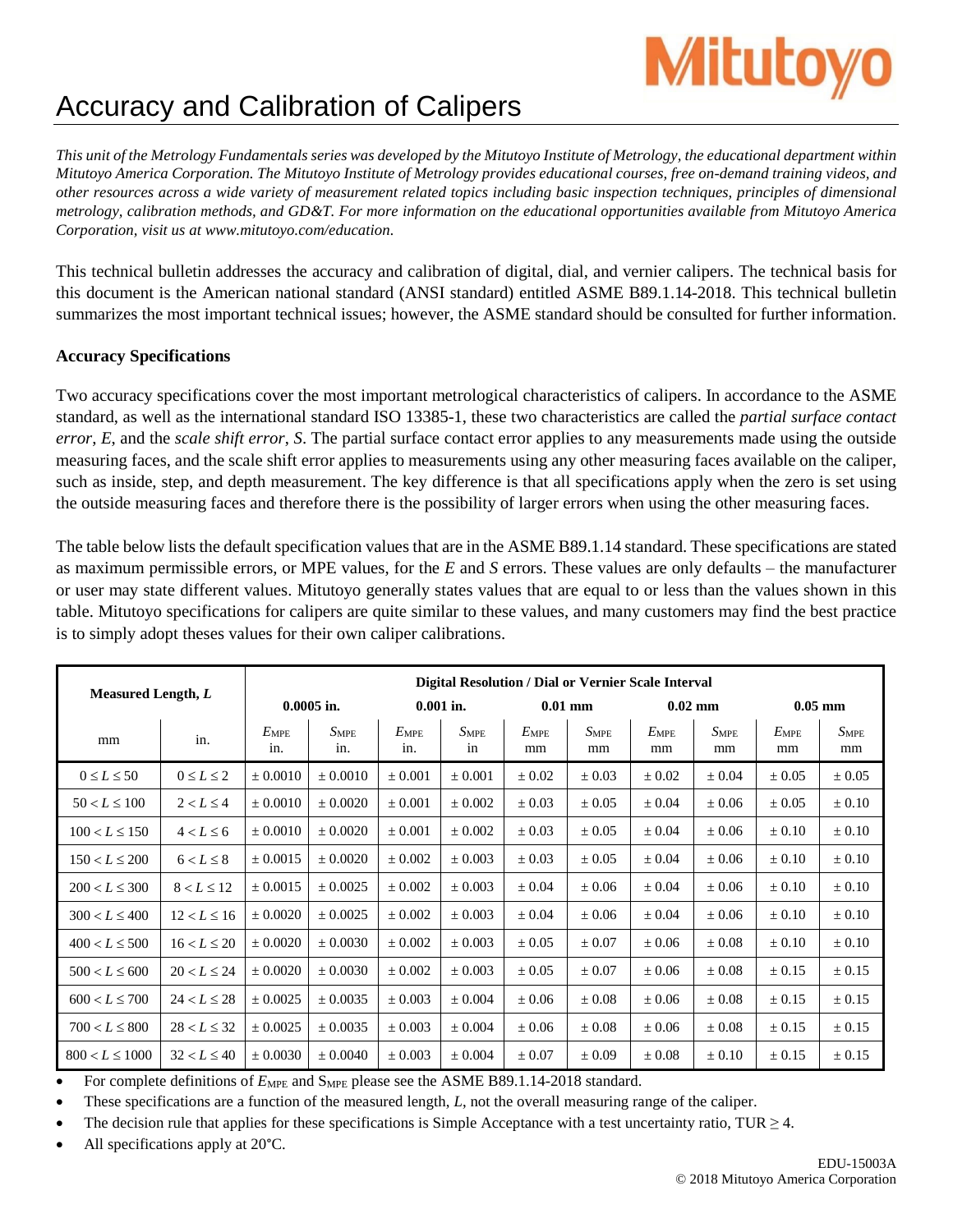# Accuracy and Calibration of Calipers

*This unit of the Metrology Fundamentals series was developed by the Mitutoyo Institute of Metrology, the educational department within Mitutoyo America Corporation. The Mitutoyo Institute of Metrology provides educational courses, free on-demand training videos, and other resources across a wide variety of measurement related topics including basic inspection techniques, principles of dimensional metrology, calibration methods, and GD&T. For more information on the educational opportunities available from Mitutoyo America Corporation, visit us at www.mitutoyo.com/education.*

This technical bulletin addresses the accuracy and calibration of digital, dial, and vernier calipers. The technical basis for this document is the American national standard (ANSI standard) entitled ASME B89.1.14-2018. This technical bulletin summarizes the most important technical issues; however, the ASME standard should be consulted for further information.

**Accuracy Specifications**

Two accuracy specifications cover the most important metrological characteristics of calipers. In accordance to the ASME standard, as well as the international standard ISO 13385-1, these two characteristics are called the *partial surface contact error*, *E*, and the *scale shift error*, *S*. The partial surface contact error applies to any measurements made using the outside measuring faces, and the scale shift error applies to measurements using any other measuring faces available on the caliper, such as inside, step, and depth measurement. The key difference is that all specifications apply when the zero is set using the outside measuring faces and therefore there is the possibility of larger errors when using the other measuring faces.

The table below lists the default specification values that are in the ASME B89.1.14 standard. These specifications are stated as maximum permissible errors, or MPE values, for the *E* and *S* errors. These values are only defaults – the manufacturer or user may state different values. Mitutoyo generally states values that are equal to or less than the values shown in this table. Mitutoyo specifications for calipers are quite similar to these values, and many customers may find the best practice is to simply adopt theses values for their own caliper calibrations.

| **Measured Length, $L$** | | **Digital Resolution / Dial or Vernier Scale Interval** | | | | | | | | | |
|---|---|---|---|---|---|---|---|---|---|---|---|
| | | **0.0005 in.** | | **0.001 in.** | | **0.01 mm** | | **0.02 mm** | | **0.05 mm** | |
| mm | in. | $E_{MPE}$ in. | $S_{MPE}$ in. | $E_{MPE}$ in. | $S_{MPE}$ in | $E_{MPE}$ mm | $S_{MPE}$ mm | $E_{MPE}$ mm | $S_{MPE}$ mm | $E_{MPE}$ mm | $S_{MPE}$ mm |
| $0 \le L \le 50$ | $0 \le L \le 2$ | ± 0.0010 | ± 0.0010 | ± 0.001 | ± 0.001 | ± 0.02 | ± 0.03 | ± 0.02 | ± 0.04 | ± 0.05 | ± 0.05 |
| $50 < L \le 100$ | $2 < L \le 4$ | ± 0.0010 | ± 0.0020 | ± 0.001 | ± 0.002 | ± 0.03 | ± 0.05 | ± 0.04 | ± 0.06 | ± 0.05 | ± 0.10 |
| $100 < L \le 150$ | $4 < L \le 6$ | ± 0.0010 | ± 0.0020 | ± 0.001 | ± 0.002 | ± 0.03 | ± 0.05 | ± 0.04 | ± 0.06 | ± 0.10 | ± 0.10 |
| $150 < L \le 200$ | $6 < L \le 8$ | ± 0.0015 | ± 0.0020 | ± 0.002 | ± 0.003 | ± 0.03 | ± 0.05 | ± 0.04 | ± 0.06 | ± 0.10 | ± 0.10 |
| $200 < L \le 300$ | $8 < L \le 12$ | ± 0.0015 | ± 0.0025 | ± 0.002 | ± 0.003 | ± 0.04 | ± 0.06 | ± 0.04 | ± 0.06 | ± 0.10 | ± 0.10 |
| $300 < L \le 400$ | $12 < L \le 16$ | ± 0.0020 | ± 0.0025 | ± 0.002 | ± 0.003 | ± 0.04 | ± 0.06 | ± 0.04 | ± 0.06 | ± 0.10 | ± 0.10 |
| $400 < L \le 500$ | $16 < L \le 20$ | ± 0.0020 | ± 0.0030 | ± 0.002 | ± 0.003 | ± 0.05 | ± 0.07 | ± 0.06 | ± 0.08 | ± 0.10 | ± 0.10 |
| $500 < L \le 600$ | $20 < L \le 24$ | ± 0.0020 | ± 0.0030 | ± 0.002 | ± 0.003 | ± 0.05 | ± 0.07 | ± 0.06 | ± 0.08 | ± 0.15 | ± 0.15 |
| $600 < L \le 700$ | $24 < L \le 28$ | ± 0.0025 | ± 0.0035 | ± 0.003 | ± 0.004 | ± 0.06 | ± 0.08 | ± 0.06 | ± 0.08 | ± 0.15 | ± 0.15 |
| $700 < L \le 800$ | $28 < L \le 32$ | ± 0.0025 | ± 0.0035 | ± 0.003 | ± 0.004 | ± 0.06 | ± 0.08 | ± 0.06 | ± 0.08 | ± 0.15 | ± 0.15 |
| $800 < L \le 1000$ | $32 < L \le 40$ | ± 0.0030 | ± 0.0040 | ± 0.003 | ± 0.004 | ± 0.07 | ± 0.09 | ± 0.08 | ± 0.10 | ± 0.15 | ± 0.15 |

- For complete definitions of $E_{MPE}$ and $S_{MPE}$ please see the ASME B89.1.14-2018 standard.
- These specifications are a function of the measured length, $L$, not the overall measuring range of the caliper.
- The decision rule that applies for these specifications is Simple Acceptance with a test uncertainty ratio, TUR ≥ 4.
- All specifications apply at 20°C.

EDU-15003A
© 2018 Mitutoyo America Corporation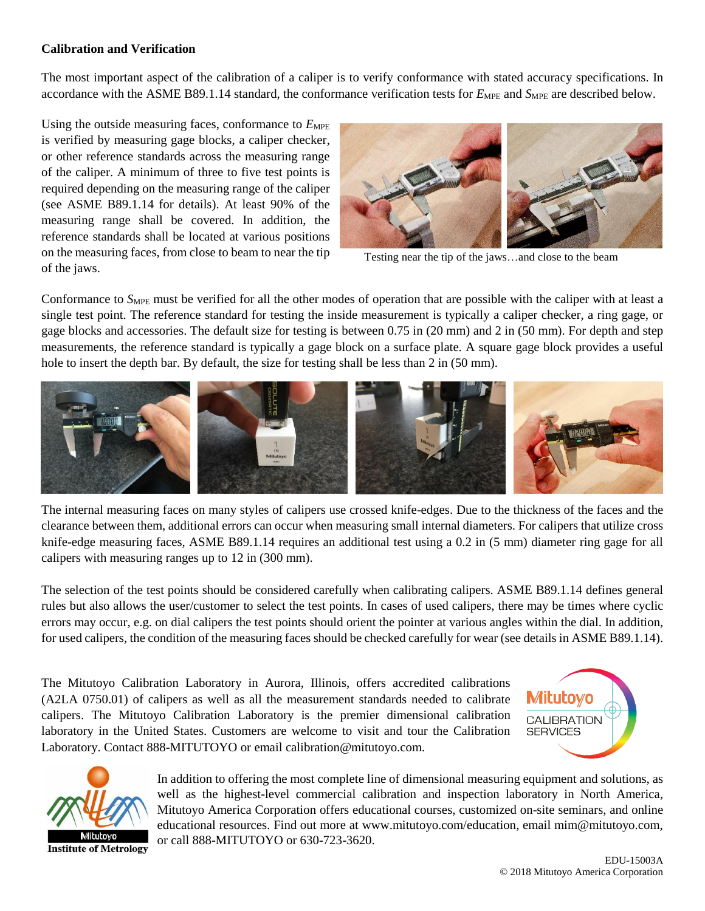**Calibration and Verification**

The most important aspect of the calibration of a caliper is to verify conformance with stated accuracy specifications. In accordance with the ASME B89.1.14 standard, the conformance verification tests for $E_{MPE}$ and $S_{MPE}$ are described below.

Using the outside measuring faces, conformance to $E_{MPE}$ is verified by measuring gage blocks, a caliper checker, or other reference standards across the measuring range of the caliper. A minimum of three to five test points is required depending on the measuring range of the caliper (see ASME B89.1.14 for details). At least 90% of the measuring range shall be covered. In addition, the reference standards shall be located at various positions on the measuring faces, from close to beam to near the tip of the jaws.

Testing near the tip of the jaws…and close to the beam

Conformance to $S_{MPE}$ must be verified for all the other modes of operation that are possible with the caliper with at least a single test point. The reference standard for testing the inside measurement is typically a caliper checker, a ring gage, or gage blocks and accessories. The default size for testing is between 0.75 in (20 mm) and 2 in (50 mm). For depth and step measurements, the reference standard is typically a gage block on a surface plate. A square gage block provides a useful hole to insert the depth bar. By default, the size for testing shall be less than 2 in (50 mm).

The internal measuring faces on many styles of calipers use crossed knife-edges. Due to the thickness of the faces and the clearance between them, additional errors can occur when measuring small internal diameters. For calipers that utilize cross knife-edge measuring faces, ASME B89.1.14 requires an additional test using a 0.2 in (5 mm) diameter ring gage for all calipers with measuring ranges up to 12 in (300 mm).

The selection of the test points should be considered carefully when calibrating calipers. ASME B89.1.14 defines general rules but also allows the user/customer to select the test points. In cases of used calipers, there may be times where cyclic errors may occur, e.g. on dial calipers the test points should orient the pointer at various angles within the dial. In addition, for used calipers, the condition of the measuring faces should be checked carefully for wear (see details in ASME B89.1.14).

The Mitutoyo Calibration Laboratory in Aurora, Illinois, offers accredited calibrations (A2LA 0750.01) of calipers as well as all the measurement standards needed to calibrate calipers. The Mitutoyo Calibration Laboratory is the premier dimensional calibration laboratory in the United States. Customers are welcome to visit and tour the Calibration Laboratory. Contact 888-MITUTOYO or email calibration@mitutoyo.com.

Mitutoyo CALIBRATION SERVICES

Mitutoyo Institute of Metrology

In addition to offering the most complete line of dimensional measuring equipment and solutions, as well as the highest-level commercial calibration and inspection laboratory in North America, Mitutoyo America Corporation offers educational courses, customized on-site seminars, and online educational resources. Find out more at www.mitutoyo.com/education, email mim@mitutoyo.com, or call 888-MITUTOYO or 630-723-3620.

EDU-15003A
© 2018 Mitutoyo America Corporation